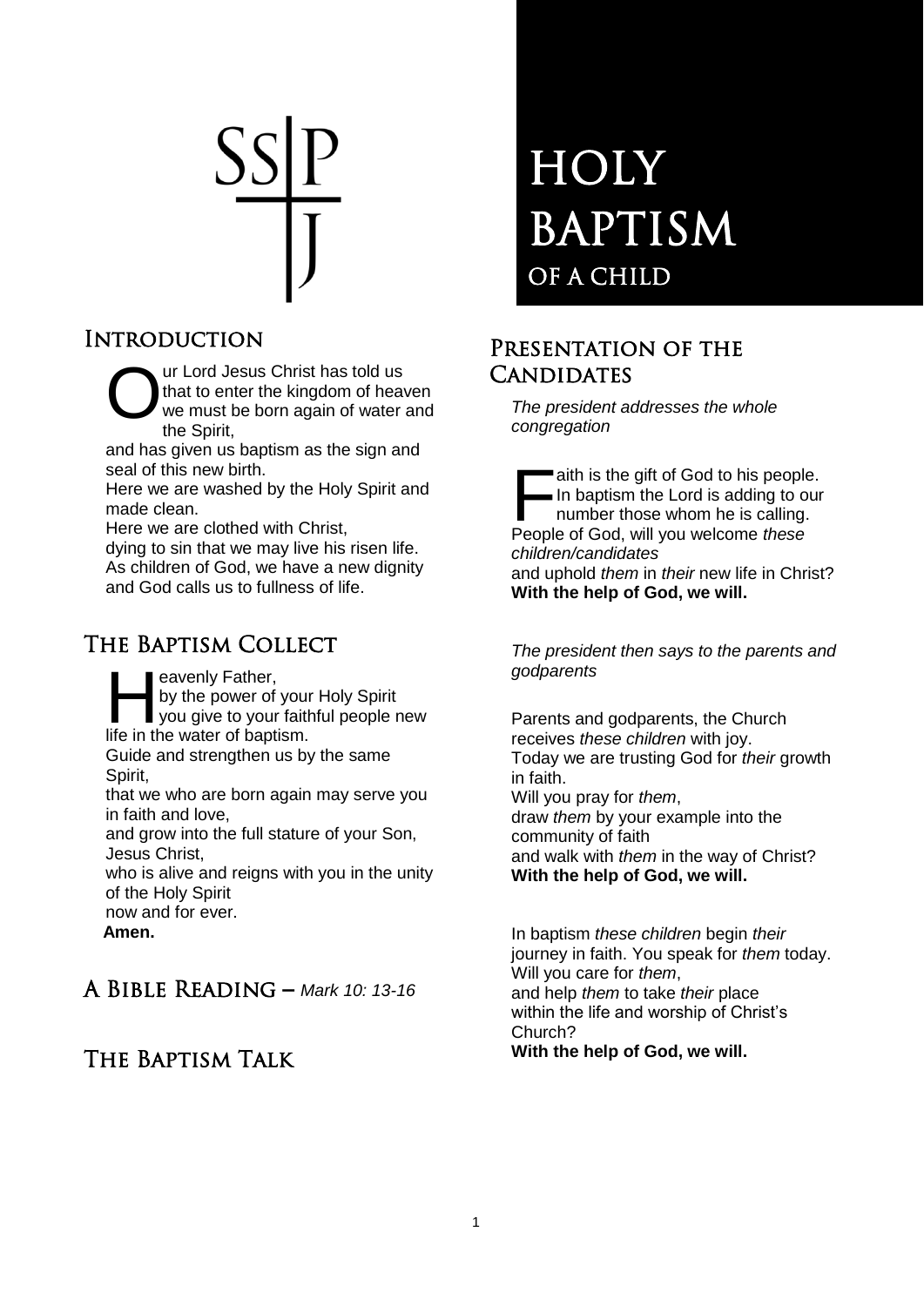SS|P
J

# HOLY BAPTISM
## OF A CHILD

## Introduction

Our Lord Jesus Christ has told us that to enter the kingdom of heaven we must be born again of water and the Spirit,
and has given us baptism as the sign and seal of this new birth.
Here we are washed by the Holy Spirit and made clean.
Here we are clothed with Christ,
dying to sin that we may live his risen life.
As children of God, we have a new dignity and God calls us to fullness of life.

## The Baptism Collect

Heavenly Father,
by the power of your Holy Spirit
you give to your faithful people new life in the water of baptism.
Guide and strengthen us by the same Spirit,
that we who are born again may serve you in faith and love,
and grow into the full stature of your Son, Jesus Christ,
who is alive and reigns with you in the unity of the Holy Spirit
now and for ever.
**Amen.**

## A Bible Reading – *Mark 10: 13-16*

## The Baptism Talk

## Presentation of the Candidates

*The president addresses the whole congregation*

Faith is the gift of God to his people.
In baptism the Lord is adding to our number those whom he is calling.
People of God, will you welcome *these children/candidates*
and uphold *them* in *their* new life in Christ?
**With the help of God, we will.**

*The president then says to the parents and godparents*

Parents and godparents, the Church receives *these children* with joy.
Today we are trusting God for *their* growth in faith.
Will you pray for *them*,
draw *them* by your example into the community of faith
and walk with *them* in the way of Christ?
**With the help of God, we will.**

In baptism *these children* begin *their* journey in faith. You speak for *them* today.
Will you care for *them*,
and help *them* to take *their* place
within the life and worship of Christ's Church?
**With the help of God, we will.**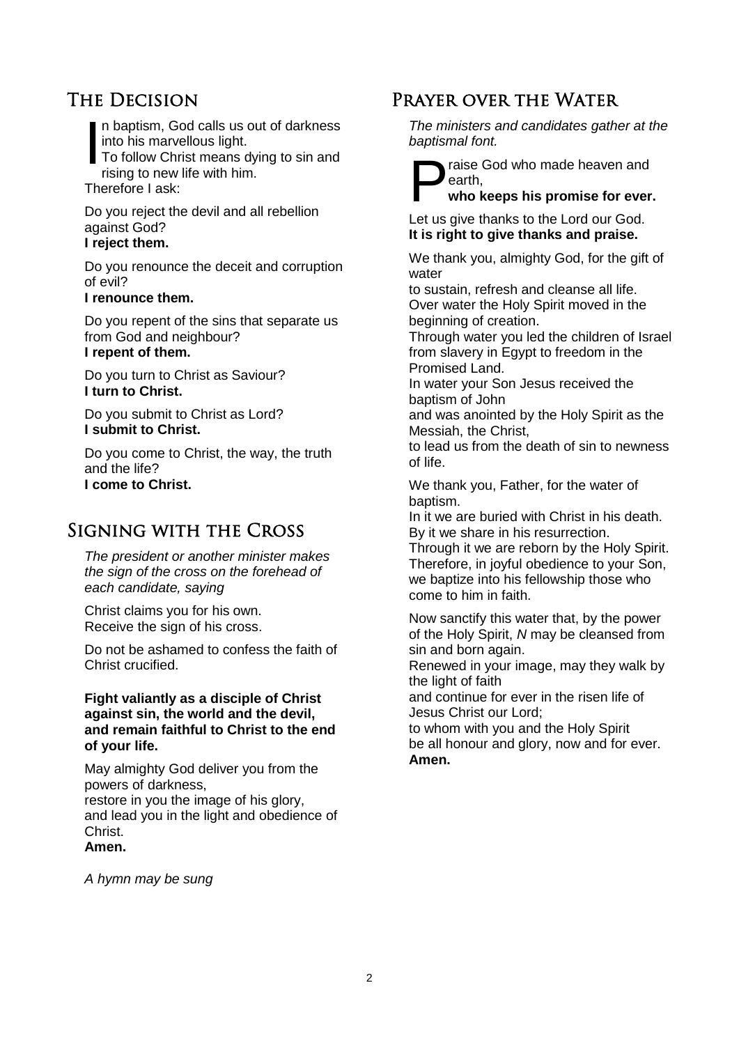## The Decision

In baptism, God calls us out of darkness into his marvellous light.
To follow Christ means dying to sin and rising to new life with him.
Therefore I ask:

Do you reject the devil and all rebellion against God?
**I reject them.**

Do you renounce the deceit and corruption of evil?
**I renounce them.**

Do you repent of the sins that separate us from God and neighbour?
**I repent of them.**

Do you turn to Christ as Saviour?
**I turn to Christ.**

Do you submit to Christ as Lord?
**I submit to Christ.**

Do you come to Christ, the way, the truth and the life?
**I come to Christ.**

## Signing with the Cross

*The president or another minister makes the sign of the cross on the forehead of each candidate, saying*

Christ claims you for his own.
Receive the sign of his cross.

Do not be ashamed to confess the faith of Christ crucified.

**Fight valiantly as a disciple of Christ against sin, the world and the devil, and remain faithful to Christ to the end of your life.**

May almighty God deliver you from the powers of darkness,
restore in you the image of his glory,
and lead you in the light and obedience of Christ.
**Amen.**

*A hymn may be sung*

## Prayer over the Water

*The ministers and candidates gather at the baptismal font.*

Praise God who made heaven and earth,
**who keeps his promise for ever.**

Let us give thanks to the Lord our God.
**It is right to give thanks and praise.**

We thank you, almighty God, for the gift of water
to sustain, refresh and cleanse all life.
Over water the Holy Spirit moved in the beginning of creation.
Through water you led the children of Israel from slavery in Egypt to freedom in the Promised Land.
In water your Son Jesus received the baptism of John
and was anointed by the Holy Spirit as the Messiah, the Christ,
to lead us from the death of sin to newness of life.

We thank you, Father, for the water of baptism.
In it we are buried with Christ in his death.
By it we share in his resurrection.
Through it we are reborn by the Holy Spirit.
Therefore, in joyful obedience to your Son,
we baptize into his fellowship those who come to him in faith.

Now sanctify this water that, by the power of the Holy Spirit, *N* may be cleansed from sin and born again.
Renewed in your image, may they walk by the light of faith
and continue for ever in the risen life of Jesus Christ our Lord;
to whom with you and the Holy Spirit
be all honour and glory, now and for ever.
**Amen.**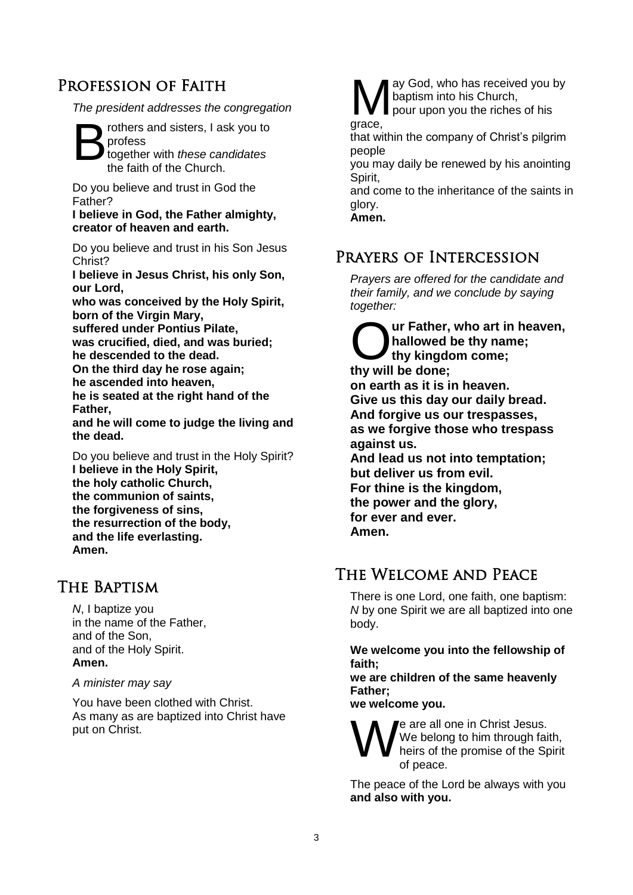## Profession of Faith

*The president addresses the congregation*

Brothers and sisters, I ask you to profess
together with *these candidates*
the faith of the Church.

Do you believe and trust in God the Father?
**I believe in God, the Father almighty,**
**creator of heaven and earth.**

Do you believe and trust in his Son Jesus Christ?
**I believe in Jesus Christ, his only Son, our Lord,**
**who was conceived by the Holy Spirit,**
**born of the Virgin Mary,**
**suffered under Pontius Pilate,**
**was crucified, died, and was buried;**
**he descended to the dead.**
**On the third day he rose again;**
**he ascended into heaven,**
**he is seated at the right hand of the Father,**
**and he will come to judge the living and the dead.**

Do you believe and trust in the Holy Spirit?
**I believe in the Holy Spirit,**
**the holy catholic Church,**
**the communion of saints,**
**the forgiveness of sins,**
**the resurrection of the body,**
**and the life everlasting.**
**Amen.**

## The Baptism

*N*, I baptize you
in the name of the Father,
and of the Son,
and of the Holy Spirit.
**Amen.**

*A minister may say*

You have been clothed with Christ.
As many as are baptized into Christ have put on Christ.

May God, who has received you by baptism into his Church,
pour upon you the riches of his grace,
that within the company of Christ's pilgrim people
you may daily be renewed by his anointing Spirit,
and come to the inheritance of the saints in glory.
**Amen.**

## Prayers of Intercession

*Prayers are offered for the candidate and their family, and we conclude by saying together:*

**Our Father, who art in heaven,**
**hallowed be thy name;**
**thy kingdom come;**
**thy will be done;**
**on earth as it is in heaven.**
**Give us this day our daily bread.**
**And forgive us our trespasses,**
**as we forgive those who trespass against us.**
**And lead us not into temptation;**
**but deliver us from evil.**
**For thine is the kingdom,**
**the power and the glory,**
**for ever and ever.**
**Amen.**

## The Welcome and Peace

There is one Lord, one faith, one baptism:
*N* by one Spirit we are all baptized into one body.

**We welcome you into the fellowship of faith;**
**we are children of the same heavenly Father;**
**we welcome you.**

We are all one in Christ Jesus.
We belong to him through faith,
heirs of the promise of the Spirit of peace.

The peace of the Lord be always with you
**and also with you.**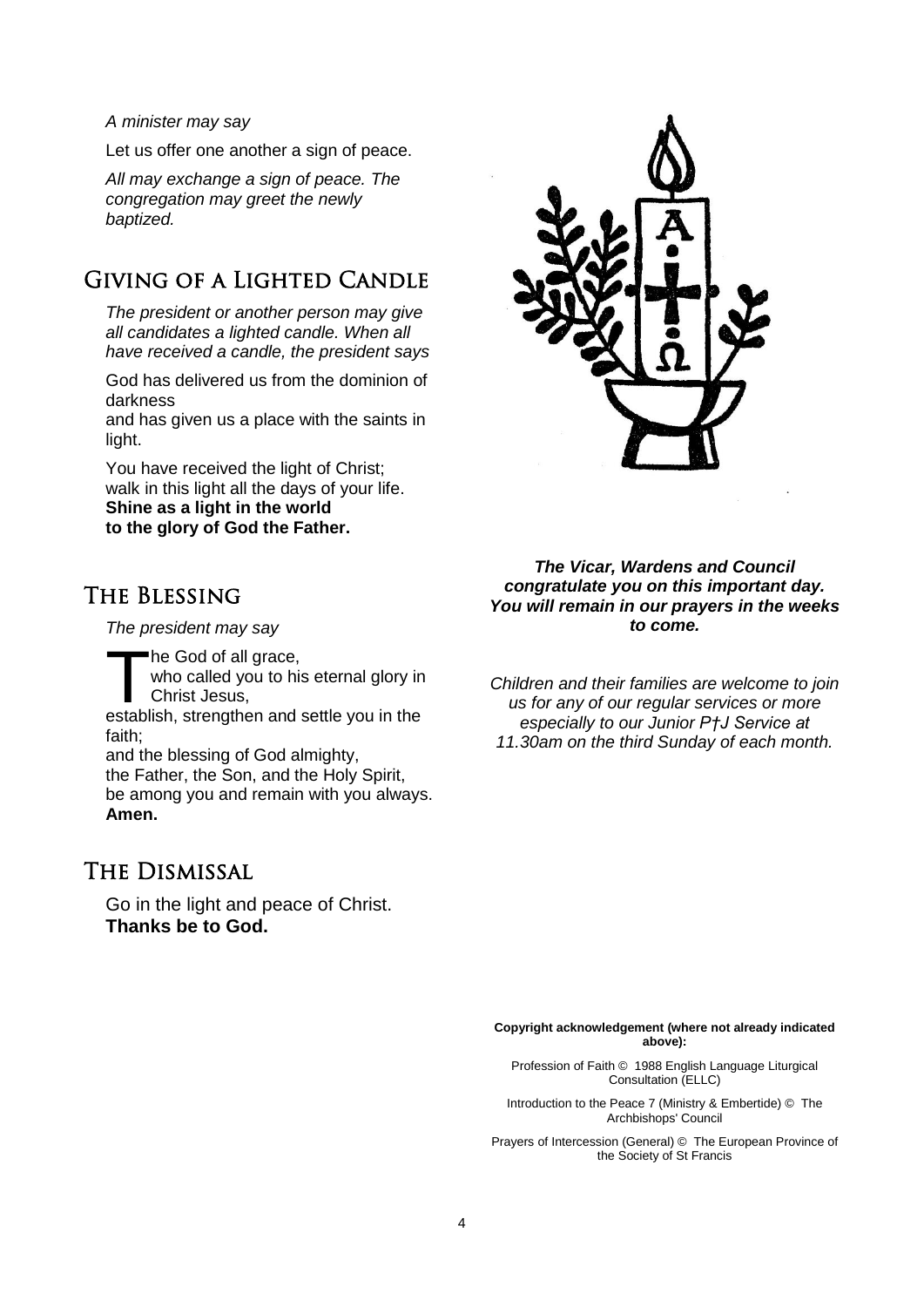*A minister may say*

Let us offer one another a sign of peace.

*All may exchange a sign of peace. The congregation may greet the newly baptized.*

## Giving of a Lighted Candle

*The president or another person may give all candidates a lighted candle. When all have received a candle, the president says*

God has delivered us from the dominion of darkness
and has given us a place with the saints in light.

You have received the light of Christ;
walk in this light all the days of your life.
**Shine as a light in the world**
**to the glory of God the Father.**

## The Blessing

*The president may say*

The God of all grace,
who called you to his eternal glory in Christ Jesus,
establish, strengthen and settle you in the faith;
and the blessing of God almighty,
the Father, the Son, and the Holy Spirit,
be among you and remain with you always.
**Amen.**

## The Dismissal

Go in the light and peace of Christ.
**Thanks be to God.**

***The Vicar, Wardens and Council congratulate you on this important day. You will remain in our prayers in the weeks to come.***

*Children and their families are welcome to join us for any of our regular services or more especially to our Junior P†J Service at 11.30am on the third Sunday of each month.*

**Copyright acknowledgement (where not already indicated above):**

Profession of Faith © 1988 English Language Liturgical Consultation (ELLC)

Introduction to the Peace 7 (Ministry & Embertide) © The Archbishops' Council

Prayers of Intercession (General) © The European Province of the Society of St Francis